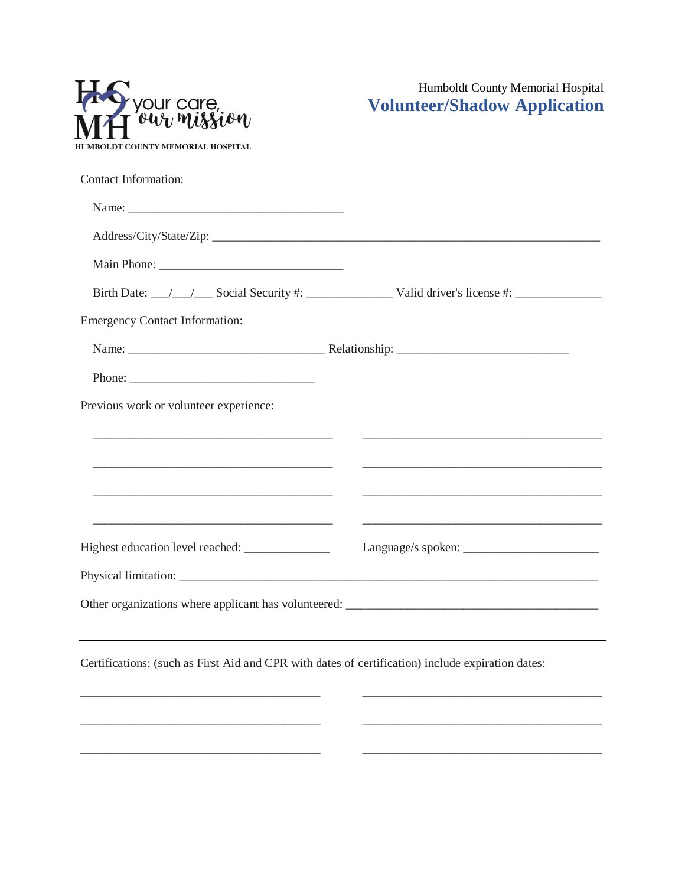HUMBOLDT COUNTY MEMORIAL HOSPITAL

Humboldt County Memorial Hospital

# Volunteer/Shadow Application

Contact Information:

Name: ___________________________________

Address/City/State/Zip: _______________________________________________________________

Main Phone: ______________________________

Birth Date: ___/___/___ Social Security #: ______________ Valid driver's license #: ______________

Emergency Contact Information:

Name: ________________________________ Relationship: ____________________________

Phone: ______________________________

Previous work or volunteer experience:

_______________________________________ _______________________________________

_______________________________________ _______________________________________

_______________________________________ _______________________________________

_______________________________________ _______________________________________

Highest education level reached: ______________ Language/s spoken: ______________________

Physical limitation: ____________________________________________________________________

Other organizations where applicant has volunteered: _________________________________________

---

Certifications: (such as First Aid and CPR with dates of certification) include expiration dates:

_______________________________________ _______________________________________

_______________________________________ _______________________________________

_______________________________________ _______________________________________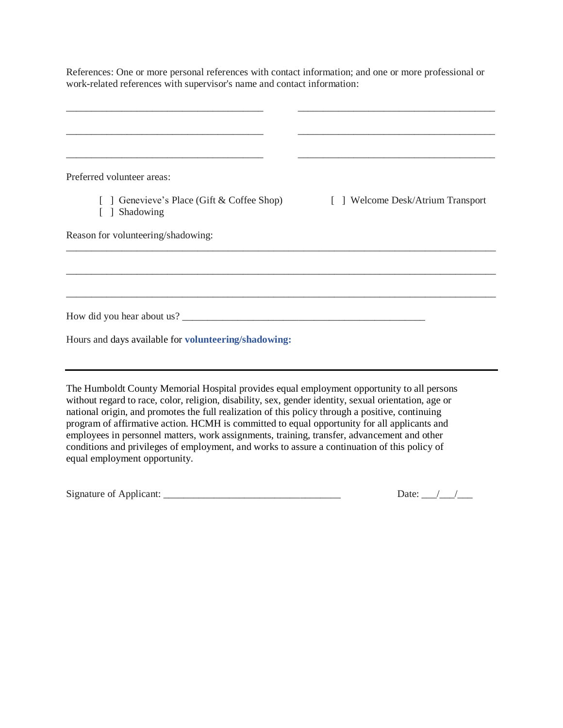References: One or more personal references with contact information; and one or more professional or work-related references with supervisor's name and contact information:

______________________________________ ______________________________________

______________________________________ ______________________________________

______________________________________ ______________________________________

Preferred volunteer areas:

[ ] Genevieve's Place (Gift & Coffee Shop)
[ ] Welcome Desk/Atrium Transport
[ ] Shadowing

Reason for volunteering/shadowing:

_______________________________________________________________________________

_______________________________________________________________________________

_______________________________________________________________________________

How did you hear about us? _______________________________________________

Hours and days available for **volunteering/shadowing:**

---

The Humboldt County Memorial Hospital provides equal employment opportunity to all persons without regard to race, color, religion, disability, sex, gender identity, sexual orientation, age or national origin, and promotes the full realization of this policy through a positive, continuing program of affirmative action. HCMH is committed to equal opportunity for all applicants and employees in personnel matters, work assignments, training, transfer, advancement and other conditions and privileges of employment, and works to assure a continuation of this policy of equal employment opportunity.

Signature of Applicant: ___________________________________ Date: ___/___/___